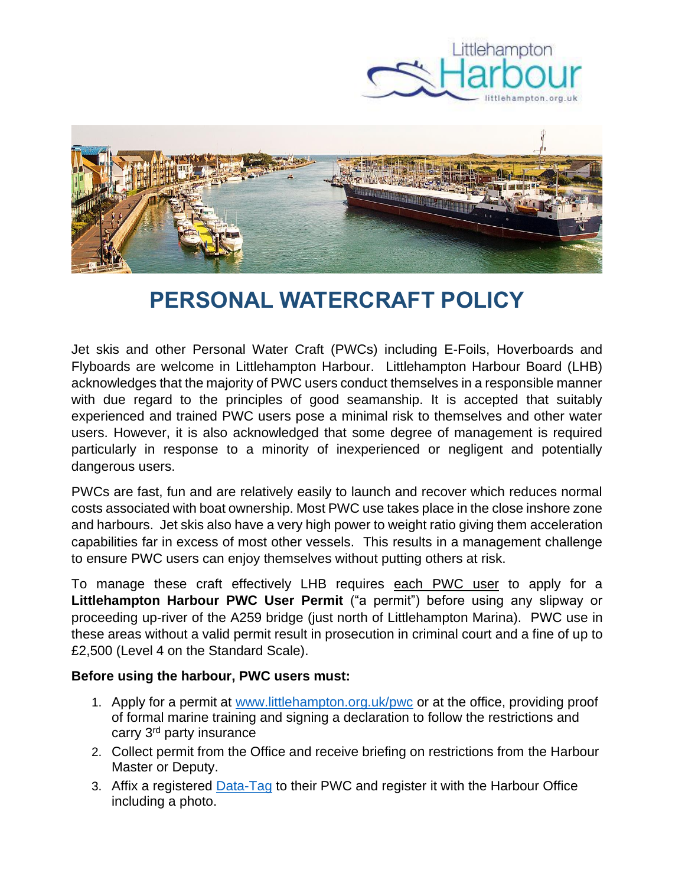# PERSONAL WATERCRAFT POLICY

Jet skis and other Personal Water Craft (PWCs) including E-Foils, Hoverboards and Flyboards are welcome in Littlehampton Harbour. Littlehampton Harbour Board (LHB) acknowledges that the majority of PWC users conduct themselves in a responsible manner with due regard to the principles of good seamanship. It is accepted that suitably experienced and trained PWC users pose a minimal risk to themselves and other water users. However, it is also acknowledged that some degree of management is required particularly in response to a minority of inexperienced or negligent and potentially dangerous users.

PWCs are fast, fun and are relatively easily to launch and recover which reduces normal costs associated with boat ownership. Most PWC use takes place in the close inshore zone and harbours. Jet skis also have a very high power to weight ratio giving them acceleration capabilities far in excess of most other vessels. This results in a management challenge to ensure PWC users can enjoy themselves without putting others at risk.

To manage these craft effectively LHB requires each PWC user to apply for a **Littlehampton Harbour PWC User Permit** ("a permit") before using any slipway or proceeding up-river of the A259 bridge (just north of Littlehampton Marina). PWC use in these areas without a valid permit result in prosecution in criminal court and a fine of up to £2,500 (Level 4 on the Standard Scale).

**Before using the harbour, PWC users must:**

1. Apply for a permit at [www.littlehampton.org.uk/pwc](www.littlehampton.org.uk/pwc) or at the office, providing proof of formal marine training and signing a declaration to follow the restrictions and carry 3rd party insurance
2. Collect permit from the Office and receive briefing on restrictions from the Harbour Master or Deputy.
3. Affix a registered Data-Tag to their PWC and register it with the Harbour Office including a photo.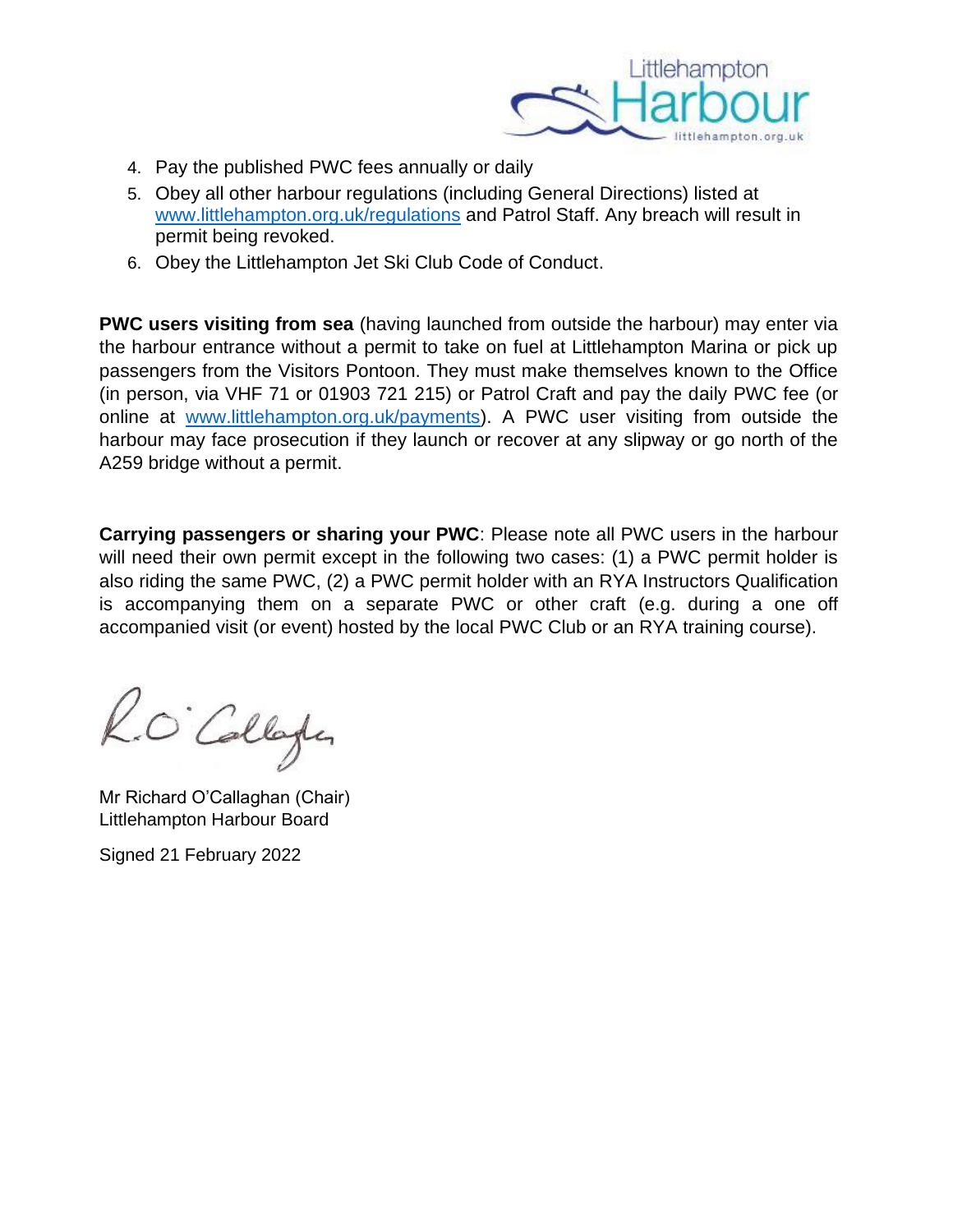4. Pay the published PWC fees annually or daily
5. Obey all other harbour regulations (including General Directions) listed at [www.littlehampton.org.uk/regulations](http://www.littlehampton.org.uk/regulations) and Patrol Staff. Any breach will result in permit being revoked.
6. Obey the Littlehampton Jet Ski Club Code of Conduct.

**PWC users visiting from sea** (having launched from outside the harbour) may enter via the harbour entrance without a permit to take on fuel at Littlehampton Marina or pick up passengers from the Visitors Pontoon. They must make themselves known to the Office (in person, via VHF 71 or 01903 721 215) or Patrol Craft and pay the daily PWC fee (or online at [www.littlehampton.org.uk/payments](http://www.littlehampton.org.uk/payments)). A PWC user visiting from outside the harbour may face prosecution if they launch or recover at any slipway or go north of the A259 bridge without a permit.

**Carrying passengers or sharing your PWC**: Please note all PWC users in the harbour will need their own permit except in the following two cases: (1) a PWC permit holder is also riding the same PWC, (2) a PWC permit holder with an RYA Instructors Qualification is accompanying them on a separate PWC or other craft (e.g. during a one off accompanied visit (or event) hosted by the local PWC Club or an RYA training course).

Mr Richard O'Callaghan (Chair)
Littlehampton Harbour Board

Signed 21 February 2022